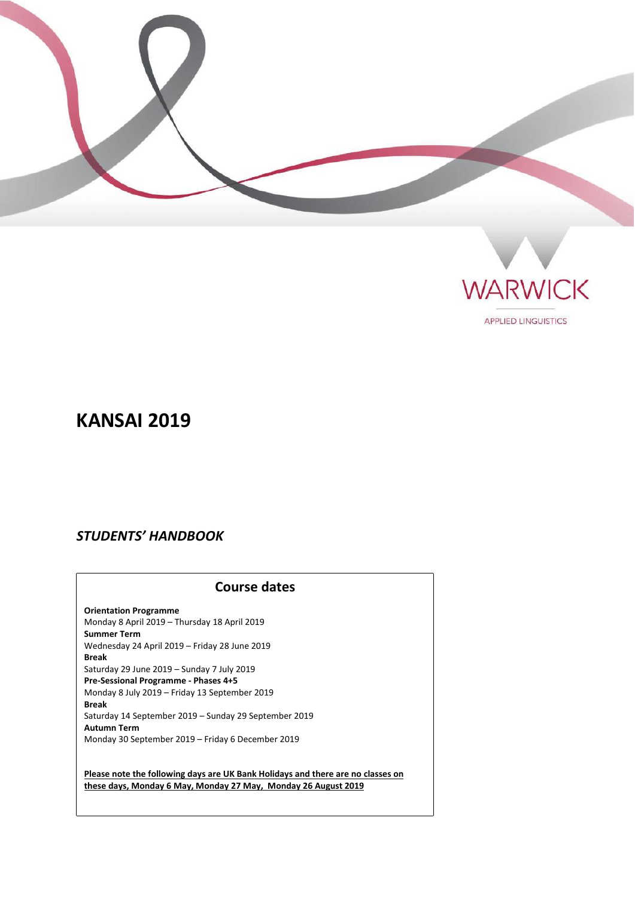WARWICK

APPLIED LINGUISTICS

# KANSAI 2019

## *STUDENTS' HANDBOOK*

### Course dates

**Orientation Programme**
Monday 8 April 2019 – Thursday 18 April 2019
**Summer Term**
Wednesday 24 April 2019 – Friday 28 June 2019
**Break**
Saturday 29 June 2019 – Sunday 7 July 2019
**Pre-Sessional Programme - Phases 4+5**
Monday 8 July 2019 – Friday 13 September 2019
**Break**
Saturday 14 September 2019 – Sunday 29 September 2019
**Autumn Term**
Monday 30 September 2019 – Friday 6 December 2019

**Please note the following days are UK Bank Holidays and there are no classes on these days, Monday 6 May, Monday 27 May, Monday 26 August 2019**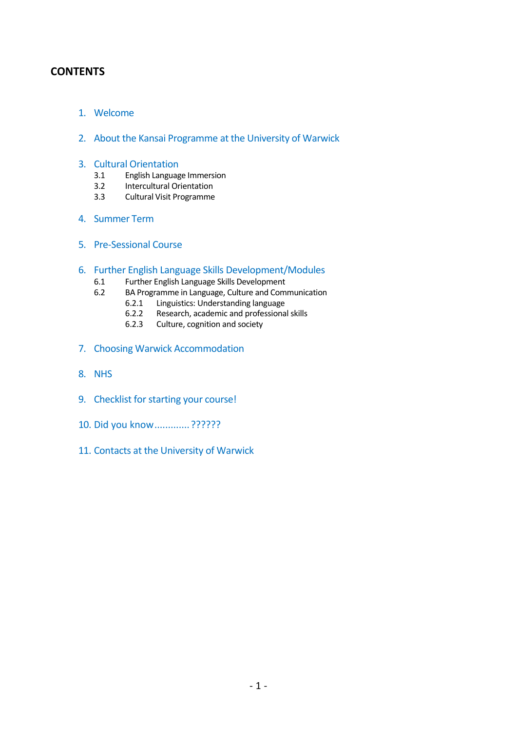# CONTENTS

1. Welcome

2. About the Kansai Programme at the University of Warwick

3. Cultural Orientation
   - 3.1 English Language Immersion
   - 3.2 Intercultural Orientation
   - 3.3 Cultural Visit Programme

4. Summer Term

5. Pre-Sessional Course

6. Further English Language Skills Development/Modules
   - 6.1 Further English Language Skills Development
   - 6.2 BA Programme in Language, Culture and Communication
     - 6.2.1 Linguistics: Understanding language
     - 6.2.2 Research, academic and professional skills
     - 6.2.3 Culture, cognition and society

7. Choosing Warwick Accommodation

8. NHS

9. Checklist for starting your course!

10. Did you know............ ??????

11. Contacts at the University of Warwick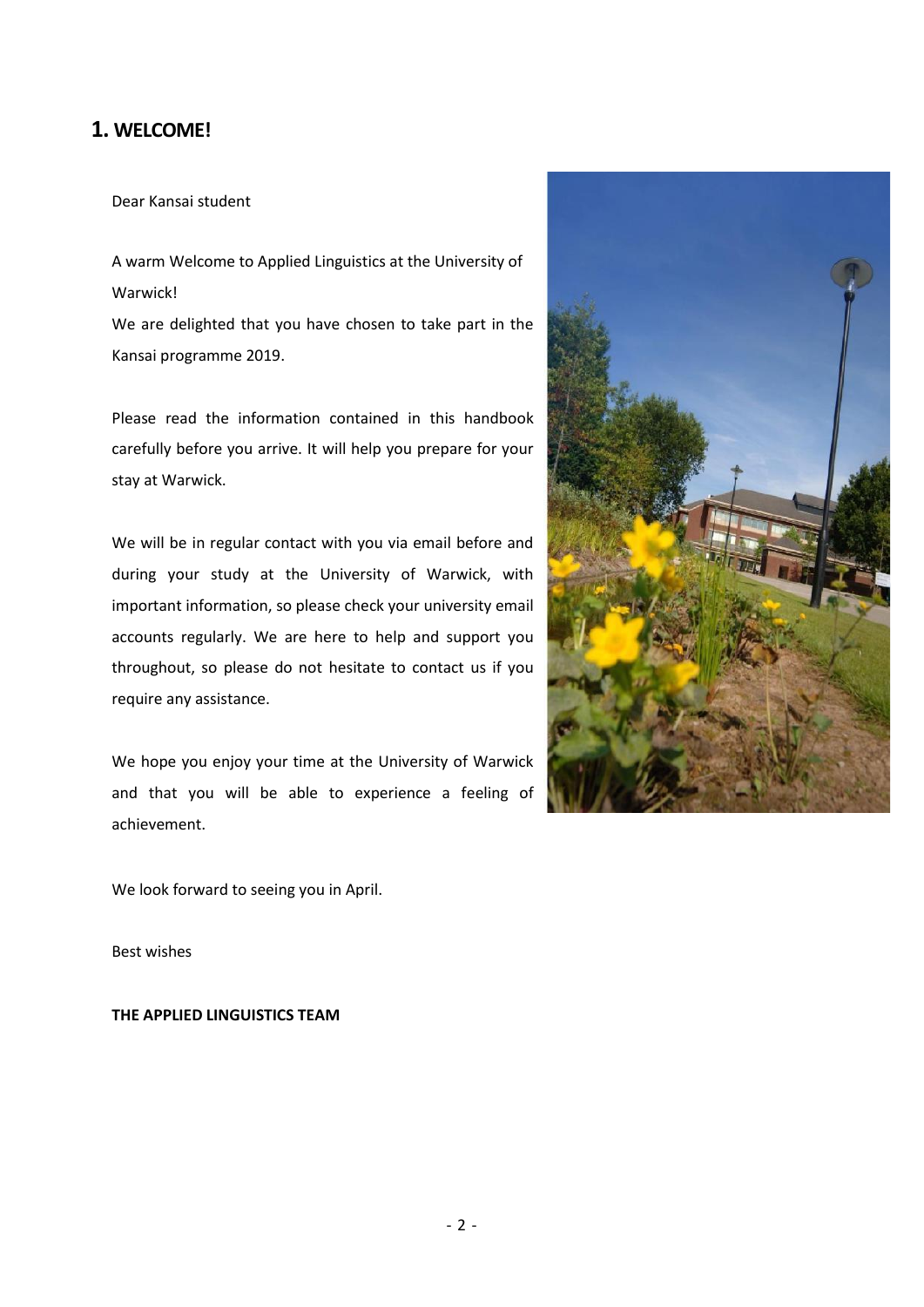## 1. WELCOME!

Dear Kansai student

A warm Welcome to Applied Linguistics at the University of Warwick!

We are delighted that you have chosen to take part in the Kansai programme 2019.

Please read the information contained in this handbook carefully before you arrive. It will help you prepare for your stay at Warwick.

We will be in regular contact with you via email before and during your study at the University of Warwick, with important information, so please check your university email accounts regularly. We are here to help and support you throughout, so please do not hesitate to contact us if you require any assistance.

We hope you enjoy your time at the University of Warwick and that you will be able to experience a feeling of achievement.

We look forward to seeing you in April.

Best wishes

**THE APPLIED LINGUISTICS TEAM**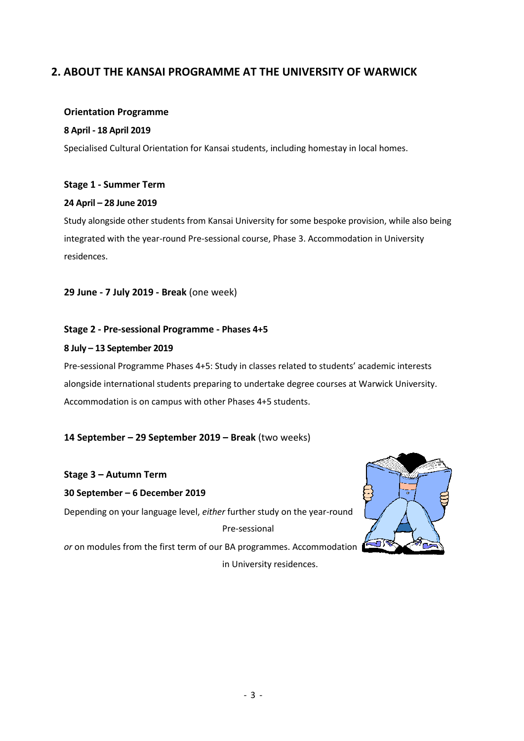## 2. ABOUT THE KANSAI PROGRAMME AT THE UNIVERSITY OF WARWICK

### Orientation Programme

**8 April - 18 April 2019**

Specialised Cultural Orientation for Kansai students, including homestay in local homes.

### Stage 1 - Summer Term

**24 April – 28 June 2019**

Study alongside other students from Kansai University for some bespoke provision, while also being integrated with the year-round Pre-sessional course, Phase 3. Accommodation in University residences.

**29 June - 7 July 2019 - Break** (one week)

### Stage 2 - Pre-sessional Programme - Phases 4+5

**8 July – 13 September 2019**

Pre-sessional Programme Phases 4+5: Study in classes related to students' academic interests alongside international students preparing to undertake degree courses at Warwick University. Accommodation is on campus with other Phases 4+5 students.

**14 September – 29 September 2019 – Break** (two weeks)

### Stage 3 – Autumn Term

**30 September – 6 December 2019**

Depending on your language level, *either* further study on the year-round Pre-sessional *or* on modules from the first term of our BA programmes. Accommodation in University residences.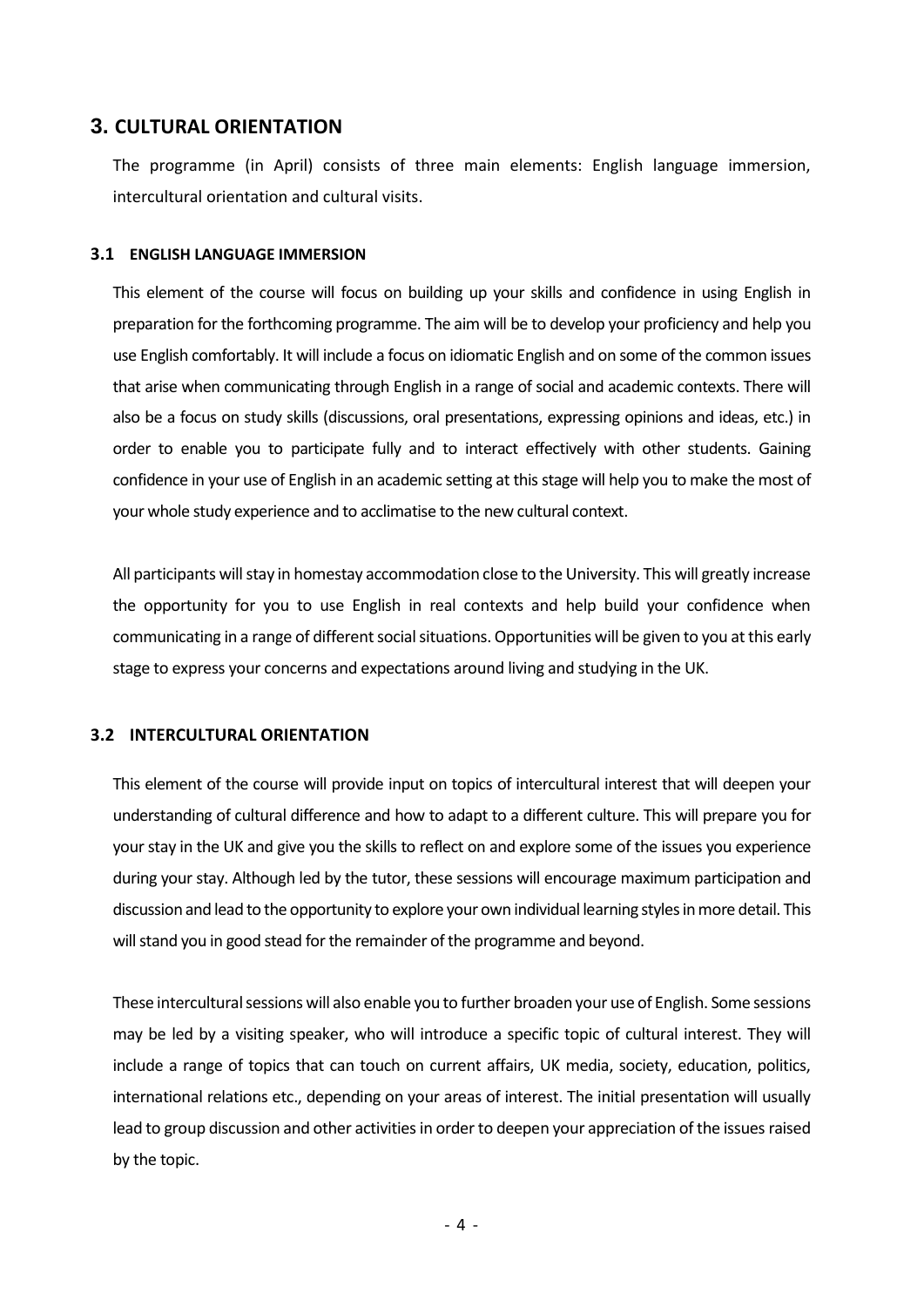## 3. CULTURAL ORIENTATION

The programme (in April) consists of three main elements: English language immersion, intercultural orientation and cultural visits.

### 3.1 ENGLISH LANGUAGE IMMERSION

This element of the course will focus on building up your skills and confidence in using English in preparation for the forthcoming programme. The aim will be to develop your proficiency and help you use English comfortably. It will include a focus on idiomatic English and on some of the common issues that arise when communicating through English in a range of social and academic contexts. There will also be a focus on study skills (discussions, oral presentations, expressing opinions and ideas, etc.) in order to enable you to participate fully and to interact effectively with other students. Gaining confidence in your use of English in an academic setting at this stage will help you to make the most of your whole study experience and to acclimatise to the new cultural context.

All participants will stay in homestay accommodation close to the University. This will greatly increase the opportunity for you to use English in real contexts and help build your confidence when communicating in a range of different social situations. Opportunities will be given to you at this early stage to express your concerns and expectations around living and studying in the UK.

### 3.2 INTERCULTURAL ORIENTATION

This element of the course will provide input on topics of intercultural interest that will deepen your understanding of cultural difference and how to adapt to a different culture. This will prepare you for your stay in the UK and give you the skills to reflect on and explore some of the issues you experience during your stay. Although led by the tutor, these sessions will encourage maximum participation and discussion and lead to the opportunity to explore your own individual learning styles in more detail. This will stand you in good stead for the remainder of the programme and beyond.

These intercultural sessions will also enable you to further broaden your use of English. Some sessions may be led by a visiting speaker, who will introduce a specific topic of cultural interest. They will include a range of topics that can touch on current affairs, UK media, society, education, politics, international relations etc., depending on your areas of interest. The initial presentation will usually lead to group discussion and other activities in order to deepen your appreciation of the issues raised by the topic.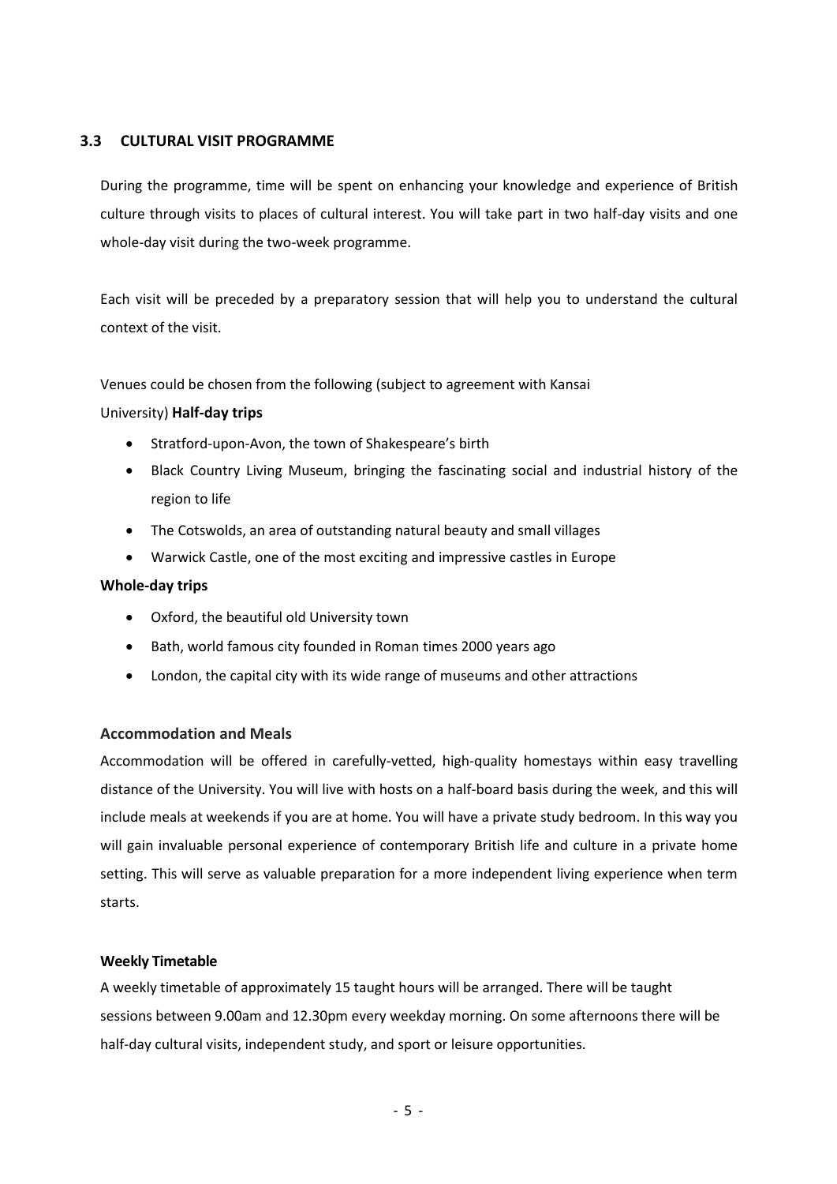### 3.3 CULTURAL VISIT PROGRAMME

During the programme, time will be spent on enhancing your knowledge and experience of British culture through visits to places of cultural interest. You will take part in two half-day visits and one whole-day visit during the two-week programme.

Each visit will be preceded by a preparatory session that will help you to understand the cultural context of the visit.

Venues could be chosen from the following (subject to agreement with Kansai University) **Half-day trips**

- Stratford-upon-Avon, the town of Shakespeare's birth
- Black Country Living Museum, bringing the fascinating social and industrial history of the region to life
- The Cotswolds, an area of outstanding natural beauty and small villages
- Warwick Castle, one of the most exciting and impressive castles in Europe

**Whole-day trips**

- Oxford, the beautiful old University town
- Bath, world famous city founded in Roman times 2000 years ago
- London, the capital city with its wide range of museums and other attractions

#### Accommodation and Meals

Accommodation will be offered in carefully-vetted, high-quality homestays within easy travelling distance of the University. You will live with hosts on a half-board basis during the week, and this will include meals at weekends if you are at home. You will have a private study bedroom. In this way you will gain invaluable personal experience of contemporary British life and culture in a private home setting. This will serve as valuable preparation for a more independent living experience when term starts.

#### Weekly Timetable

A weekly timetable of approximately 15 taught hours will be arranged. There will be taught sessions between 9.00am and 12.30pm every weekday morning. On some afternoons there will be half-day cultural visits, independent study, and sport or leisure opportunities.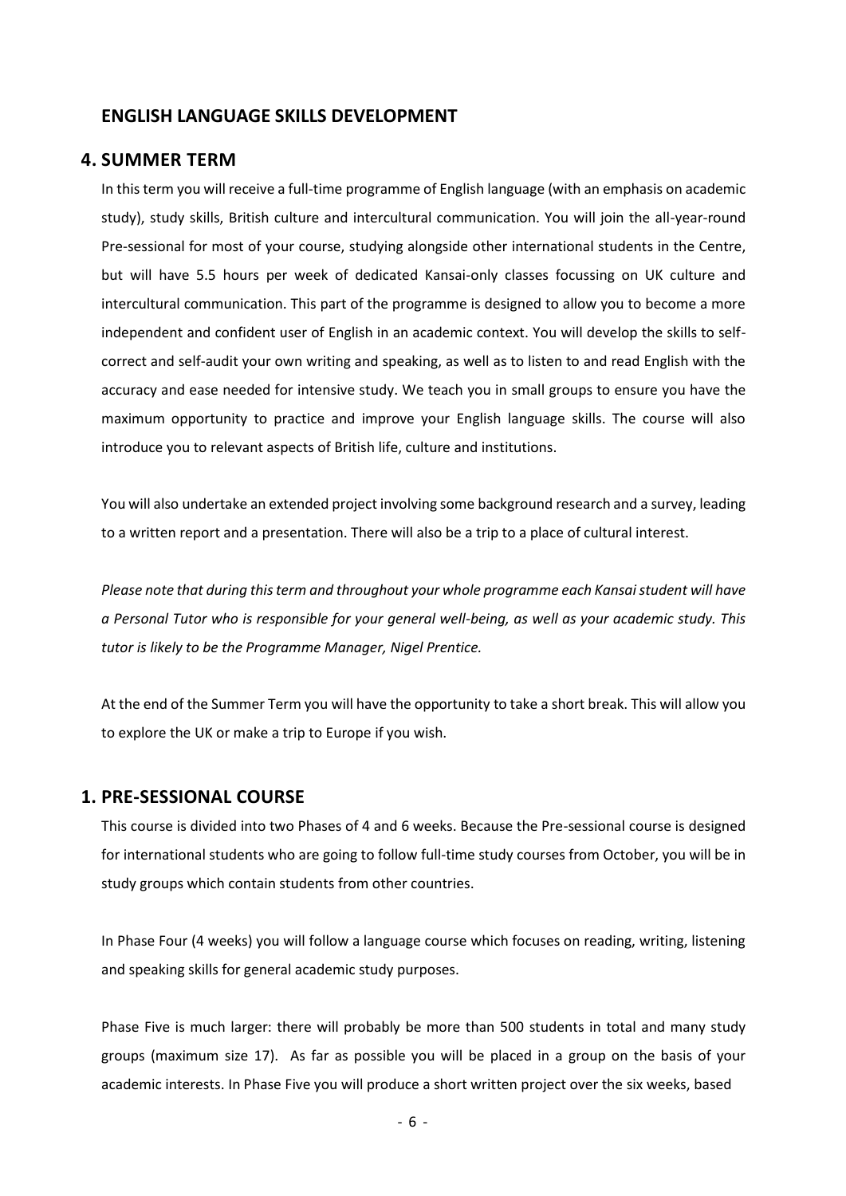## ENGLISH LANGUAGE SKILLS DEVELOPMENT

## 4. SUMMER TERM

In this term you will receive a full-time programme of English language (with an emphasis on academic study), study skills, British culture and intercultural communication. You will join the all-year-round Pre-sessional for most of your course, studying alongside other international students in the Centre, but will have 5.5 hours per week of dedicated Kansai-only classes focussing on UK culture and intercultural communication. This part of the programme is designed to allow you to become a more independent and confident user of English in an academic context. You will develop the skills to self-correct and self-audit your own writing and speaking, as well as to listen to and read English with the accuracy and ease needed for intensive study. We teach you in small groups to ensure you have the maximum opportunity to practice and improve your English language skills. The course will also introduce you to relevant aspects of British life, culture and institutions.

You will also undertake an extended project involving some background research and a survey, leading to a written report and a presentation. There will also be a trip to a place of cultural interest.

*Please note that during this term and throughout your whole programme each Kansai student will have a Personal Tutor who is responsible for your general well-being, as well as your academic study. This tutor is likely to be the Programme Manager, Nigel Prentice.*

At the end of the Summer Term you will have the opportunity to take a short break. This will allow you to explore the UK or make a trip to Europe if you wish.

## 1. PRE-SESSIONAL COURSE

This course is divided into two Phases of 4 and 6 weeks. Because the Pre-sessional course is designed for international students who are going to follow full-time study courses from October, you will be in study groups which contain students from other countries.

In Phase Four (4 weeks) you will follow a language course which focuses on reading, writing, listening and speaking skills for general academic study purposes.

Phase Five is much larger: there will probably be more than 500 students in total and many study groups (maximum size 17). As far as possible you will be placed in a group on the basis of your academic interests. In Phase Five you will produce a short written project over the six weeks, based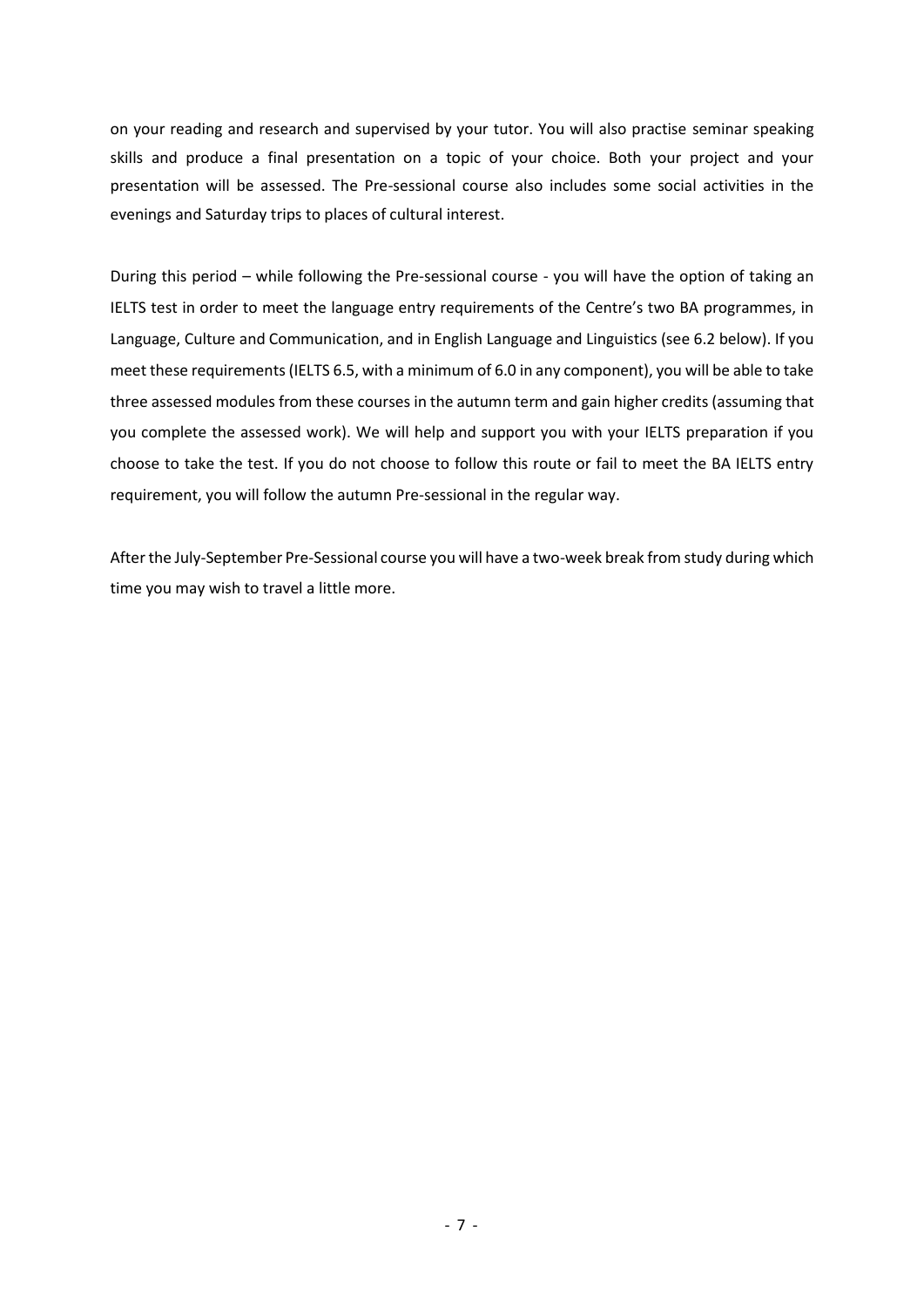on your reading and research and supervised by your tutor. You will also practise seminar speaking skills and produce a final presentation on a topic of your choice. Both your project and your presentation will be assessed. The Pre-sessional course also includes some social activities in the evenings and Saturday trips to places of cultural interest.

During this period – while following the Pre-sessional course - you will have the option of taking an IELTS test in order to meet the language entry requirements of the Centre's two BA programmes, in Language, Culture and Communication, and in English Language and Linguistics (see 6.2 below). If you meet these requirements (IELTS 6.5, with a minimum of 6.0 in any component), you will be able to take three assessed modules from these courses in the autumn term and gain higher credits (assuming that you complete the assessed work). We will help and support you with your IELTS preparation if you choose to take the test. If you do not choose to follow this route or fail to meet the BA IELTS entry requirement, you will follow the autumn Pre-sessional in the regular way.

After the July-September Pre-Sessional course you will have a two-week break from study during which time you may wish to travel a little more.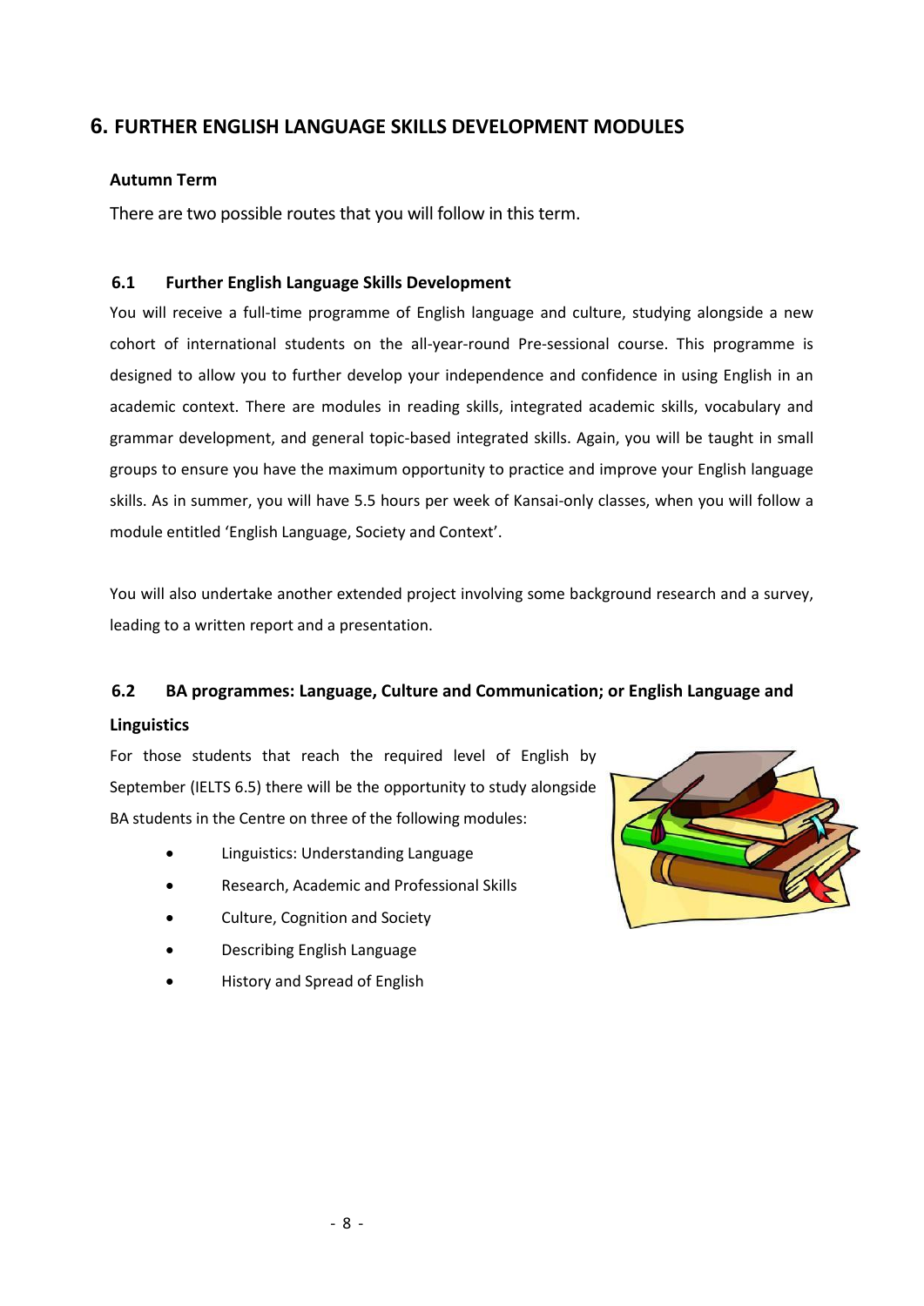## 6. FURTHER ENGLISH LANGUAGE SKILLS DEVELOPMENT MODULES

**Autumn Term**

There are two possible routes that you will follow in this term.

### 6.1 Further English Language Skills Development

You will receive a full-time programme of English language and culture, studying alongside a new cohort of international students on the all-year-round Pre-sessional course. This programme is designed to allow you to further develop your independence and confidence in using English in an academic context. There are modules in reading skills, integrated academic skills, vocabulary and grammar development, and general topic-based integrated skills. Again, you will be taught in small groups to ensure you have the maximum opportunity to practice and improve your English language skills. As in summer, you will have 5.5 hours per week of Kansai-only classes, when you will follow a module entitled 'English Language, Society and Context'.

You will also undertake another extended project involving some background research and a survey, leading to a written report and a presentation.

### 6.2 BA programmes: Language, Culture and Communication; or English Language and Linguistics

For those students that reach the required level of English by September (IELTS 6.5) there will be the opportunity to study alongside BA students in the Centre on three of the following modules:

- Linguistics: Understanding Language
- Research, Academic and Professional Skills
- Culture, Cognition and Society
- Describing English Language
- History and Spread of English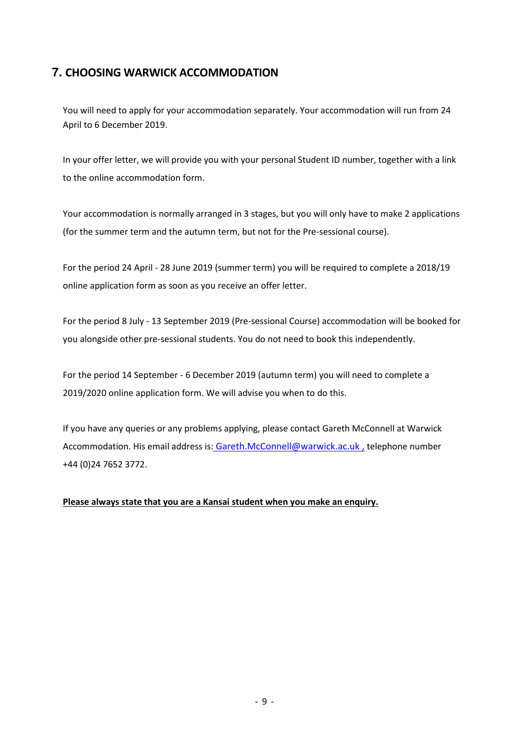## 7. CHOOSING WARWICK ACCOMMODATION

You will need to apply for your accommodation separately. Your accommodation will run from 24 April to 6 December 2019.

In your offer letter, we will provide you with your personal Student ID number, together with a link to the online accommodation form.

Your accommodation is normally arranged in 3 stages, but you will only have to make 2 applications (for the summer term and the autumn term, but not for the Pre-sessional course).

For the period 24 April - 28 June 2019 (summer term) you will be required to complete a 2018/19 online application form as soon as you receive an offer letter.

For the period 8 July - 13 September 2019 (Pre-sessional Course) accommodation will be booked for you alongside other pre-sessional students. You do not need to book this independently.

For the period 14 September - 6 December 2019 (autumn term) you will need to complete a 2019/2020 online application form. We will advise you when to do this.

If you have any queries or any problems applying, please contact Gareth McConnell at Warwick Accommodation. His email address is: Gareth.McConnell@warwick.ac.uk , telephone number +44 (0)24 7652 3772.

**Please always state that you are a Kansai student when you make an enquiry.**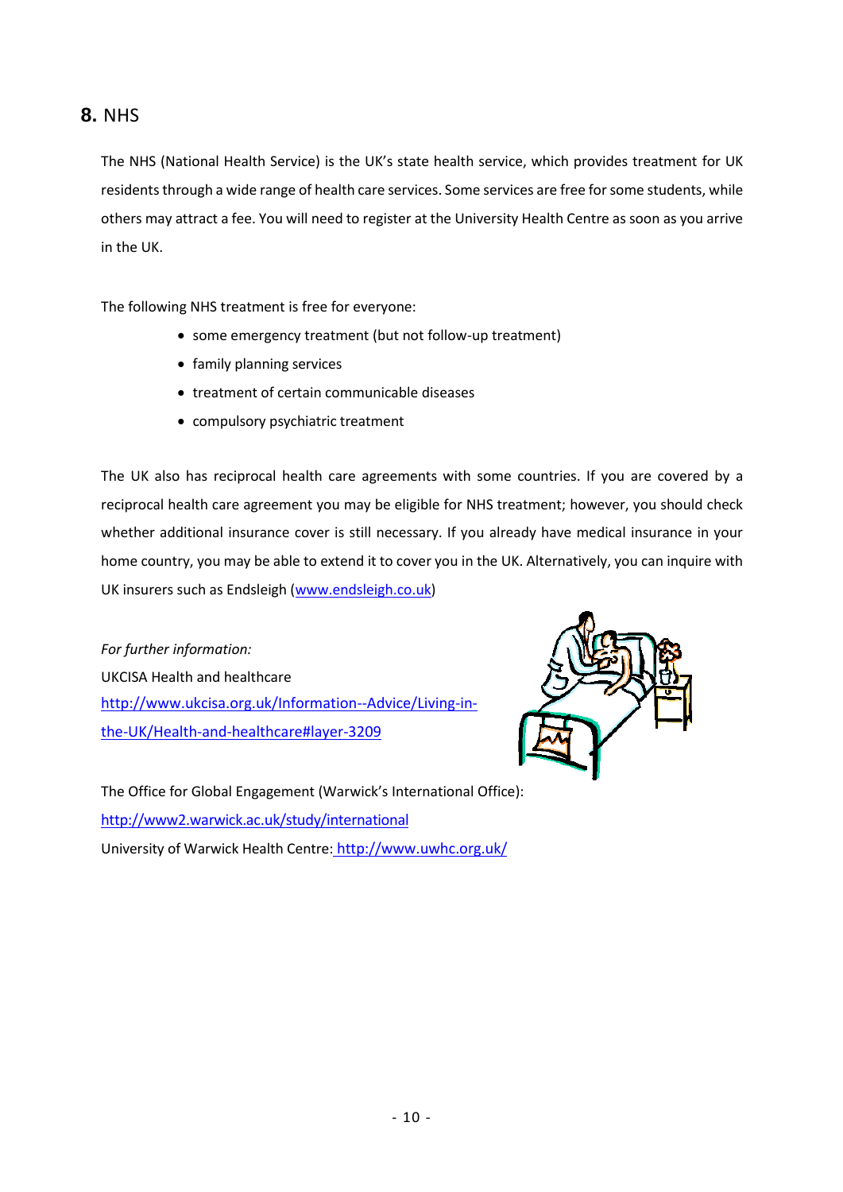## **8.** NHS

The NHS (National Health Service) is the UK's state health service, which provides treatment for UK residents through a wide range of health care services. Some services are free for some students, while others may attract a fee. You will need to register at the University Health Centre as soon as you arrive in the UK.

The following NHS treatment is free for everyone:

- some emergency treatment (but not follow-up treatment)
- family planning services
- treatment of certain communicable diseases
- compulsory psychiatric treatment

The UK also has reciprocal health care agreements with some countries. If you are covered by a reciprocal health care agreement you may be eligible for NHS treatment; however, you should check whether additional insurance cover is still necessary. If you already have medical insurance in your home country, you may be able to extend it to cover you in the UK. Alternatively, you can inquire with UK insurers such as Endsleigh ([www.endsleigh.co.uk](www.endsleigh.co.uk))

*For further information:*
UKCISA Health and healthcare
[http://www.ukcisa.org.uk/Information--Advice/Living-in-the-UK/Health-and-healthcare#layer-3209](http://www.ukcisa.org.uk/Information--Advice/Living-in-the-UK/Health-and-healthcare#layer-3209)

The Office for Global Engagement (Warwick's International Office):
[http://www2.warwick.ac.uk/study/international](http://www2.warwick.ac.uk/study/international)
University of Warwick Health Centre: [http://www.uwhc.org.uk/](http://www.uwhc.org.uk/)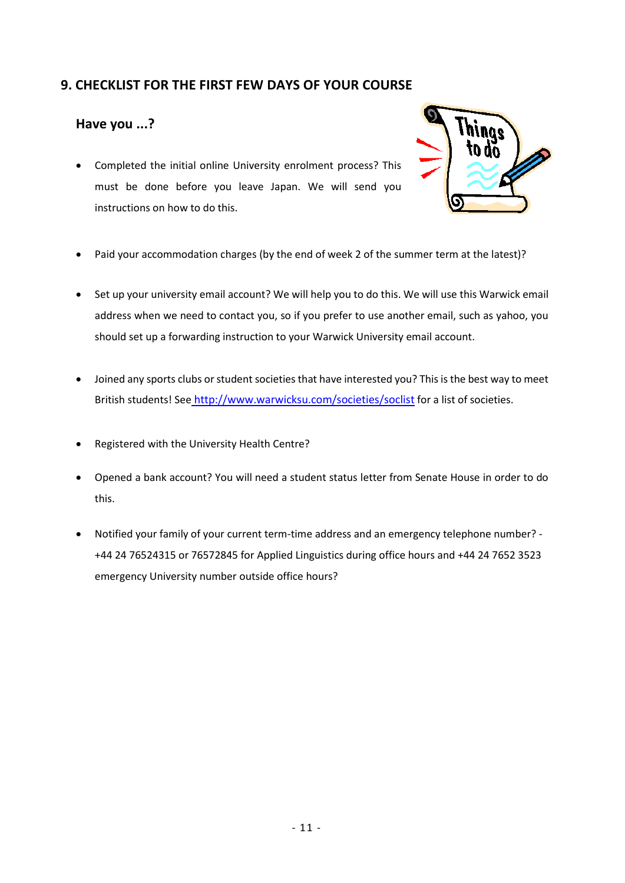## 9. CHECKLIST FOR THE FIRST FEW DAYS OF YOUR COURSE

### Have you ...?

- Completed the initial online University enrolment process? This must be done before you leave Japan. We will send you instructions on how to do this.

- Paid your accommodation charges (by the end of week 2 of the summer term at the latest)?

- Set up your university email account? We will help you to do this. We will use this Warwick email address when we need to contact you, so if you prefer to use another email, such as yahoo, you should set up a forwarding instruction to your Warwick University email account.

- Joined any sports clubs or student societies that have interested you? This is the best way to meet British students! See http://www.warwicksu.com/societies/soclist for a list of societies.

- Registered with the University Health Centre?

- Opened a bank account? You will need a student status letter from Senate House in order to do this.

- Notified your family of your current term-time address and an emergency telephone number? - +44 24 76524315 or 76572845 for Applied Linguistics during office hours and +44 24 7652 3523 emergency University number outside office hours?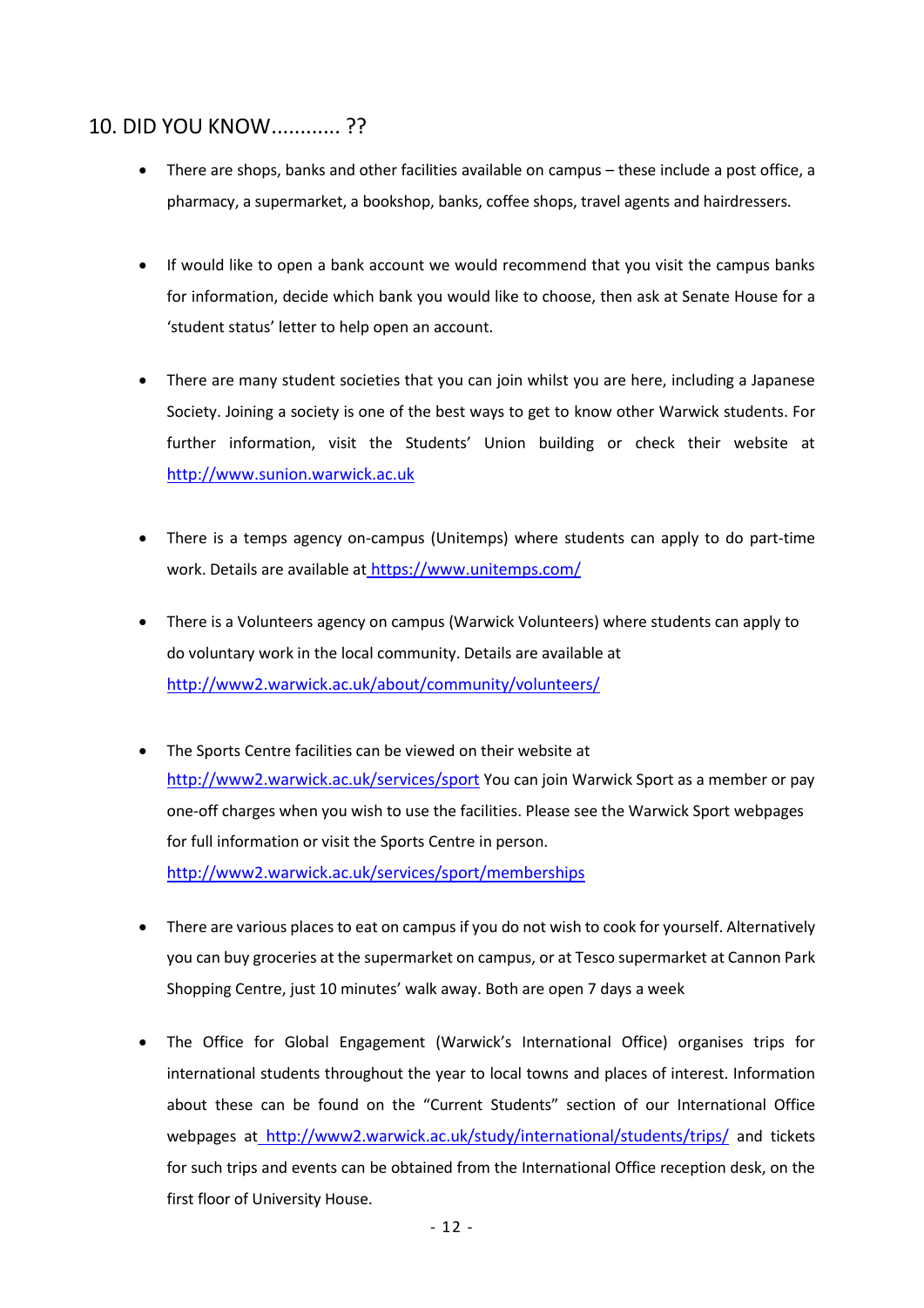## 10. DID YOU KNOW............ ??

- There are shops, banks and other facilities available on campus – these include a post office, a pharmacy, a supermarket, a bookshop, banks, coffee shops, travel agents and hairdressers.

- If would like to open a bank account we would recommend that you visit the campus banks for information, decide which bank you would like to choose, then ask at Senate House for a 'student status' letter to help open an account.

- There are many student societies that you can join whilst you are here, including a Japanese Society. Joining a society is one of the best ways to get to know other Warwick students. For further information, visit the Students' Union building or check their website at http://www.sunion.warwick.ac.uk

- There is a temps agency on-campus (Unitemps) where students can apply to do part-time work. Details are available at https://www.unitemps.com/

- There is a Volunteers agency on campus (Warwick Volunteers) where students can apply to do voluntary work in the local community. Details are available at http://www2.warwick.ac.uk/about/community/volunteers/

- The Sports Centre facilities can be viewed on their website at http://www2.warwick.ac.uk/services/sport You can join Warwick Sport as a member or pay one-off charges when you wish to use the facilities. Please see the Warwick Sport webpages for full information or visit the Sports Centre in person. http://www2.warwick.ac.uk/services/sport/memberships

- There are various places to eat on campus if you do not wish to cook for yourself. Alternatively you can buy groceries at the supermarket on campus, or at Tesco supermarket at Cannon Park Shopping Centre, just 10 minutes' walk away. Both are open 7 days a week

- The Office for Global Engagement (Warwick's International Office) organises trips for international students throughout the year to local towns and places of interest. Information about these can be found on the "Current Students" section of our International Office webpages at http://www2.warwick.ac.uk/study/international/students/trips/ and tickets for such trips and events can be obtained from the International Office reception desk, on the first floor of University House.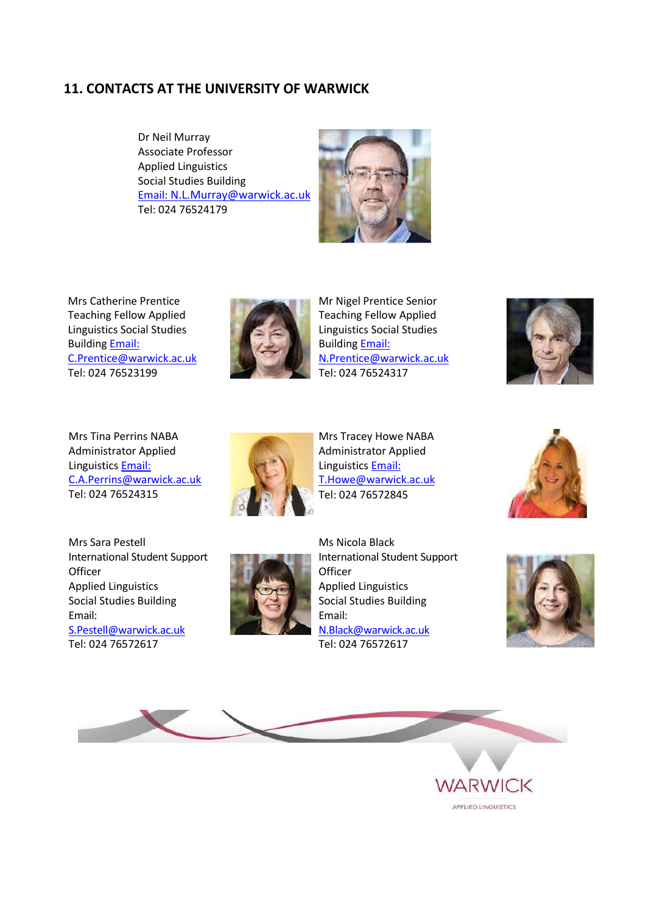## 11. CONTACTS AT THE UNIVERSITY OF WARWICK

Dr Neil Murray
Associate Professor
Applied Linguistics
Social Studies Building
Email: N.L.Murray@warwick.ac.uk
Tel: 024 76524179

Mrs Catherine Prentice
Teaching Fellow Applied Linguistics Social Studies Building Email:
C.Prentice@warwick.ac.uk
Tel: 024 76523199

Mr Nigel Prentice Senior Teaching Fellow Applied Linguistics Social Studies Building Email:
N.Prentice@warwick.ac.uk
Tel: 024 76524317

Mrs Tina Perrins NABA Administrator Applied Linguistics Email:
C.A.Perrins@warwick.ac.uk
Tel: 024 76524315

Mrs Tracey Howe NABA Administrator Applied Linguistics Email:
T.Howe@warwick.ac.uk
Tel: 024 76572845

Mrs Sara Pestell
International Student Support Officer
Applied Linguistics
Social Studies Building
Email:
S.Pestell@warwick.ac.uk
Tel: 024 76572617

Ms Nicola Black
International Student Support Officer
Applied Linguistics
Social Studies Building
Email:
N.Black@warwick.ac.uk
Tel: 024 76572617

WARWICK
APPLIED LINGUISTICS